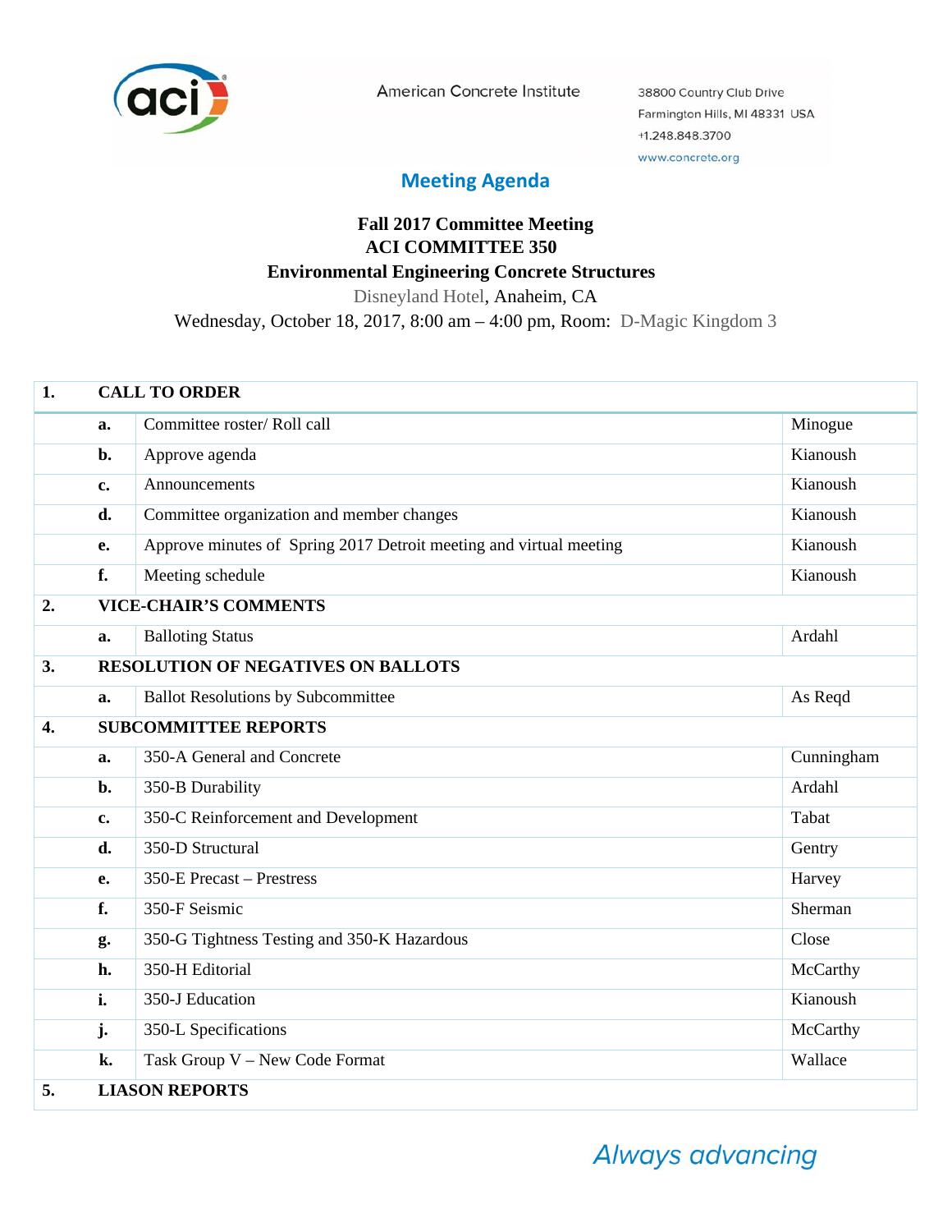American Concrete Institute

38800 Country Club Drive
Farmington Hills, MI 48331 USA
+1.248.848.3700
www.concrete.org

## Meeting Agenda

**Fall 2017 Committee Meeting**
**ACI COMMITTEE 350**
**Environmental Engineering Concrete Structures**

Disneyland Hotel, Anaheim, CA
Wednesday, October 18, 2017, 8:00 am – 4:00 pm, Room: D-Magic Kingdom 3

| | | | |
|---|---|---|---|
| **1.** | **CALL TO ORDER** | | |
| | **a.** | Committee roster/ Roll call | Minogue |
| | **b.** | Approve agenda | Kianoush |
| | **c.** | Announcements | Kianoush |
| | **d.** | Committee organization and member changes | Kianoush |
| | **e.** | Approve minutes of Spring 2017 Detroit meeting and virtual meeting | Kianoush |
| | **f.** | Meeting schedule | Kianoush |
| **2.** | **VICE-CHAIR'S COMMENTS** | | |
| | **a.** | Balloting Status | Ardahl |
| **3.** | **RESOLUTION OF NEGATIVES ON BALLOTS** | | |
| | **a.** | Ballot Resolutions by Subcommittee | As Reqd |
| **4.** | **SUBCOMMITTEE REPORTS** | | |
| | **a.** | 350-A General and Concrete | Cunningham |
| | **b.** | 350-B Durability | Ardahl |
| | **c.** | 350-C Reinforcement and Development | Tabat |
| | **d.** | 350-D Structural | Gentry |
| | **e.** | 350-E Precast – Prestress | Harvey |
| | **f.** | 350-F Seismic | Sherman |
| | **g.** | 350-G Tightness Testing and 350-K Hazardous | Close |
| | **h.** | 350-H Editorial | McCarthy |
| | **i.** | 350-J Education | Kianoush |
| | **j.** | 350-L Specifications | McCarthy |
| | **k.** | Task Group V – New Code Format | Wallace |
| **5.** | **LIASON REPORTS** | | |

*Always advancing*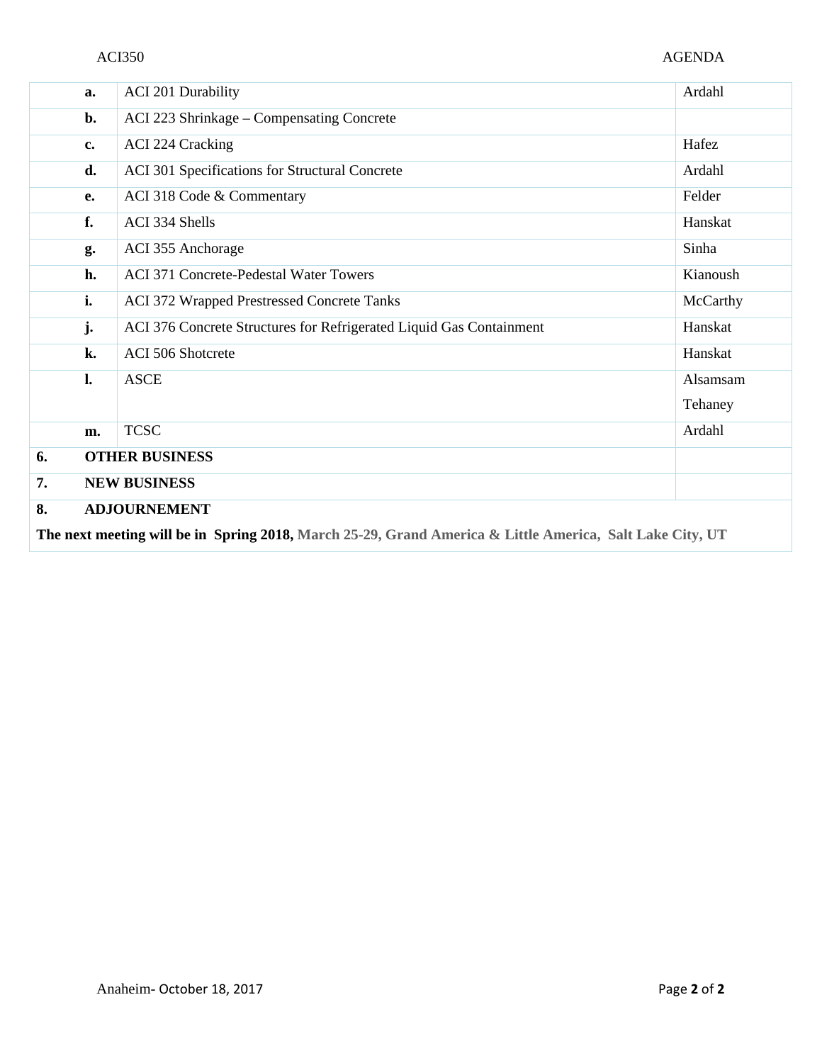| | | | |
|---|---|---|---|
| | **a.** | ACI 201 Durability | Ardahl |
| | **b.** | ACI 223 Shrinkage – Compensating Concrete | |
| | **c.** | ACI 224 Cracking | Hafez |
| | **d.** | ACI 301 Specifications for Structural Concrete | Ardahl |
| | **e.** | ACI 318 Code & Commentary | Felder |
| | **f.** | ACI 334 Shells | Hanskat |
| | **g.** | ACI 355 Anchorage | Sinha |
| | **h.** | ACI 371 Concrete-Pedestal Water Towers | Kianoush |
| | **i.** | ACI 372 Wrapped Prestressed Concrete Tanks | McCarthy |
| | **j.** | ACI 376 Concrete Structures for Refrigerated Liquid Gas Containment | Hanskat |
| | **k.** | ACI 506 Shotcrete | Hanskat |
| | **l.** | ASCE | Alsamsam<br>Tehaney |
| | **m.** | TCSC | Ardahl |
| **6.** | **OTHER BUSINESS** | | |
| **7.** | **NEW BUSINESS** | | |
| **8.** | **ADJOURNEMENT** | | |

**The next meeting will be in Spring 2018, March 25-29, Grand America & Little America, Salt Lake City, UT**